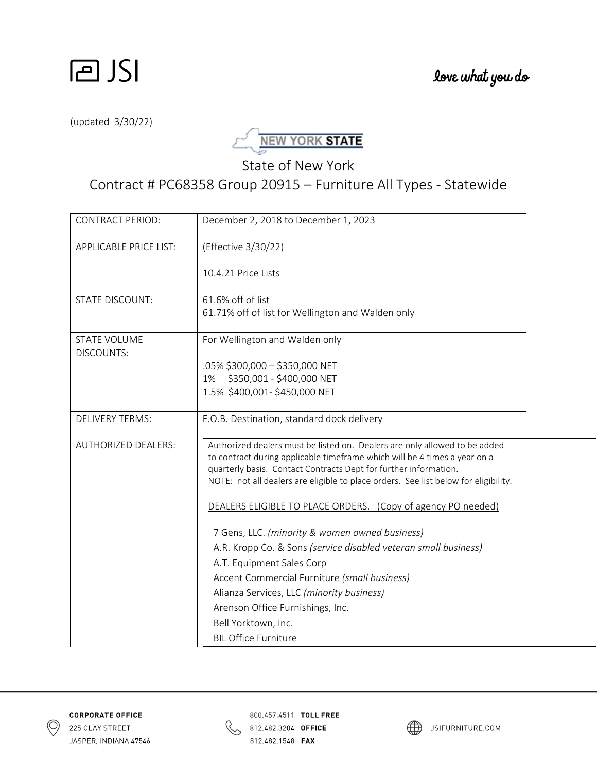JSI

love what you do

(updated 3/30/22)

NEW YORK STATE

# State of New York
## Contract # PC68358 Group 20915 – Furniture All Types - Statewide

| | |
|---|---|
| CONTRACT PERIOD: | December 2, 2018 to December 1, 2023 |
| APPLICABLE PRICE LIST: | (Effective 3/30/22)<br><br>10.4.21 Price Lists |
| STATE DISCOUNT: | 61.6% off of list<br>61.71% off of list for Wellington and Walden only |
| STATE VOLUME DISCOUNTS: | For Wellington and Walden only<br><br>.05% $300,000 – $350,000 NET<br>1% $350,001 - $400,000 NET<br>1.5% $400,001- $450,000 NET |
| DELIVERY TERMS: | F.O.B. Destination, standard dock delivery |
| AUTHORIZED DEALERS: | Authorized dealers must be listed on. Dealers are only allowed to be added to contract during applicable timeframe which will be 4 times a year on a quarterly basis. Contact Contracts Dept for further information.<br>NOTE: not all dealers are eligible to place orders. See list below for eligibility.<br><br>DEALERS ELIGIBLE TO PLACE ORDERS. (Copy of agency PO needed)<br><br>7 Gens, LLC. *(minority & women owned business)*<br>A.R. Kropp Co. & Sons *(service disabled veteran small business)*<br>A.T. Equipment Sales Corp<br>Accent Commercial Furniture *(small business)*<br>Alianza Services, LLC *(minority business)*<br>Arenson Office Furnishings, Inc.<br>Bell Yorktown, Inc.<br>BIL Office Furniture |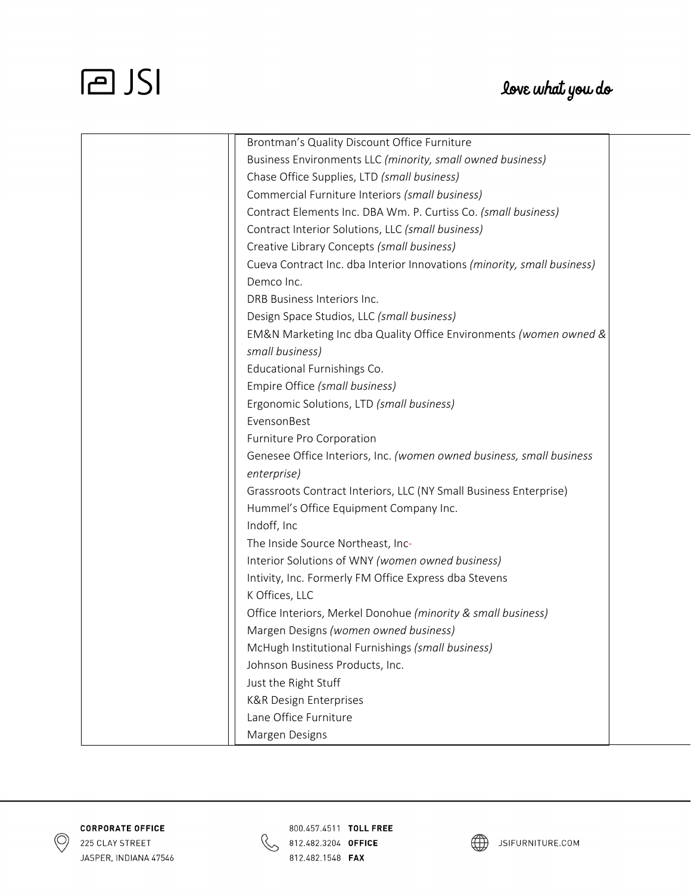| | |
|---|---|
| | Brontman's Quality Discount Office Furniture<br>Business Environments LLC *(minority, small owned business)*<br>Chase Office Supplies, LTD *(small business)*<br>Commercial Furniture Interiors *(small business)*<br>Contract Elements Inc. DBA Wm. P. Curtiss Co. *(small business)*<br>Contract Interior Solutions, LLC *(small business)*<br>Creative Library Concepts *(small business)*<br>Cueva Contract Inc. dba Interior Innovations *(minority, small business)*<br>Demco Inc.<br>DRB Business Interiors Inc.<br>Design Space Studios, LLC *(small business)*<br>EM&N Marketing Inc dba Quality Office Environments *(women owned & small business)*<br>Educational Furnishings Co.<br>Empire Office *(small business)*<br>Ergonomic Solutions, LTD *(small business)*<br>EvensonBest<br>Furniture Pro Corporation<br>Genesee Office Interiors, Inc. *(women owned business, small business enterprise)*<br>Grassroots Contract Interiors, LLC (NY Small Business Enterprise)<br>Hummel's Office Equipment Company Inc.<br>Indoff, Inc<br>The Inside Source Northeast, Inc-<br>Interior Solutions of WNY *(women owned business)*<br>Intivity, Inc. Formerly FM Office Express dba Stevens<br>K Offices, LLC<br>Office Interiors, Merkel Donohue *(minority & small business)*<br>Margen Designs *(women owned business)*<br>McHugh Institutional Furnishings *(small business)*<br>Johnson Business Products, Inc.<br>Just the Right Stuff<br>K&R Design Enterprises<br>Lane Office Furniture<br>Margen Designs |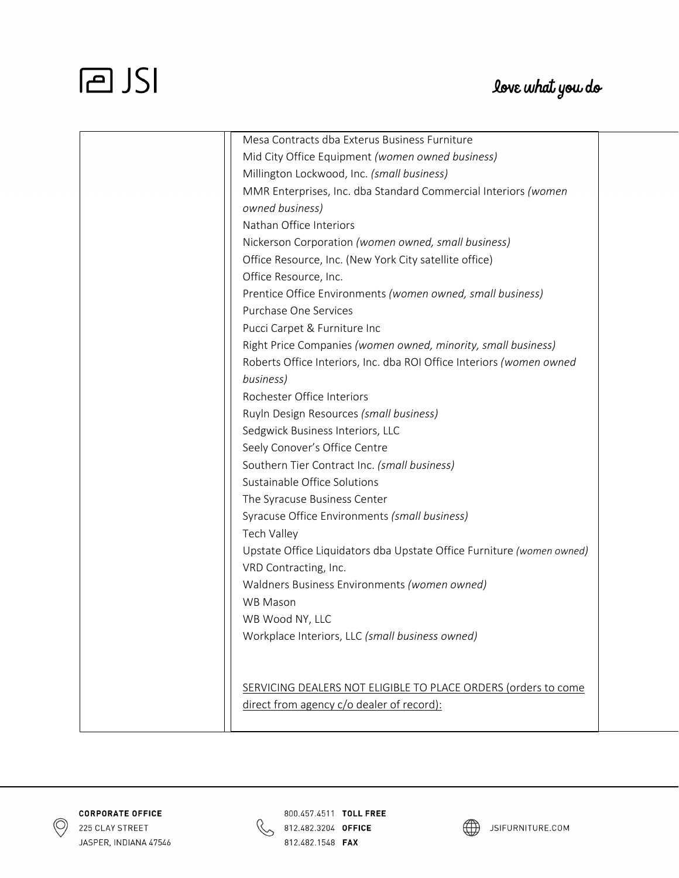| | |
|---|---|
| | Mesa Contracts dba Exterus Business Furniture<br>Mid City Office Equipment *(women owned business)*<br>Millington Lockwood, Inc. *(small business)*<br>MMR Enterprises, Inc. dba Standard Commercial Interiors *(women owned business)*<br>Nathan Office Interiors<br>Nickerson Corporation *(women owned, small business)*<br>Office Resource, Inc. (New York City satellite office)<br>Office Resource, Inc.<br>Prentice Office Environments *(women owned, small business)*<br>Purchase One Services<br>Pucci Carpet & Furniture Inc<br>Right Price Companies *(women owned, minority, small business)*<br>Roberts Office Interiors, Inc. dba ROI Office Interiors *(women owned business)*<br>Rochester Office Interiors<br>Ruyln Design Resources *(small business)*<br>Sedgwick Business Interiors, LLC<br>Seely Conover's Office Centre<br>Southern Tier Contract Inc. *(small business)*<br>Sustainable Office Solutions<br>The Syracuse Business Center<br>Syracuse Office Environments *(small business)*<br>Tech Valley<br>Upstate Office Liquidators dba Upstate Office Furniture *(women owned)*<br>VRD Contracting, Inc.<br>Waldners Business Environments *(women owned)*<br>WB Mason<br>WB Wood NY, LLC<br>Workplace Interiors, LLC *(small business owned)*<br><br>SERVICING DEALERS NOT ELIGIBLE TO PLACE ORDERS (orders to come direct from agency c/o dealer of record): |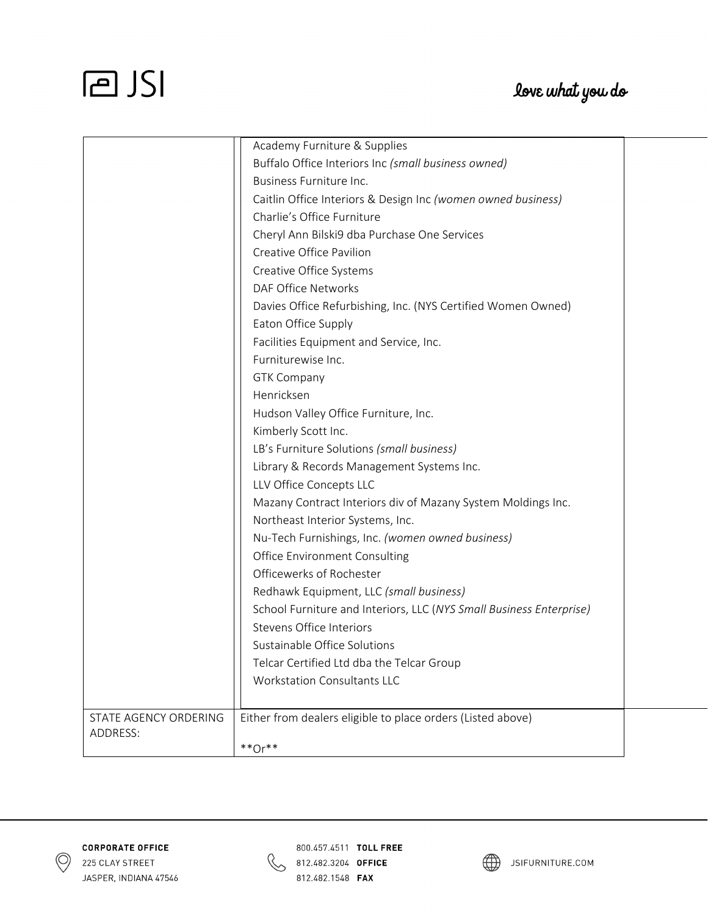| | |
|---|---|
| | Academy Furniture & Supplies<br>Buffalo Office Interiors Inc *(small business owned)*<br>Business Furniture Inc.<br>Caitlin Office Interiors & Design Inc *(women owned business)*<br>Charlie's Office Furniture<br>Cheryl Ann Bilski9 dba Purchase One Services<br>Creative Office Pavilion<br>Creative Office Systems<br>DAF Office Networks<br>Davies Office Refurbishing, Inc. (NYS Certified Women Owned)<br>Eaton Office Supply<br>Facilities Equipment and Service, Inc.<br>Furniturewise Inc.<br>GTK Company<br>Henricksen<br>Hudson Valley Office Furniture, Inc.<br>Kimberly Scott Inc.<br>LB's Furniture Solutions *(small business)*<br>Library & Records Management Systems Inc.<br>LLV Office Concepts LLC<br>Mazany Contract Interiors div of Mazany System Moldings Inc.<br>Northeast Interior Systems, Inc.<br>Nu-Tech Furnishings, Inc. *(women owned business)*<br>Office Environment Consulting<br>Officewerks of Rochester<br>Redhawk Equipment, LLC *(small business)*<br>School Furniture and Interiors, LLC (*NYS Small Business Enterprise)*<br>Stevens Office Interiors<br>Sustainable Office Solutions<br>Telcar Certified Ltd dba the Telcar Group<br>Workstation Consultants LLC |
| STATE AGENCY ORDERING ADDRESS: | Either from dealers eligible to place orders (Listed above)<br><br>**Or** |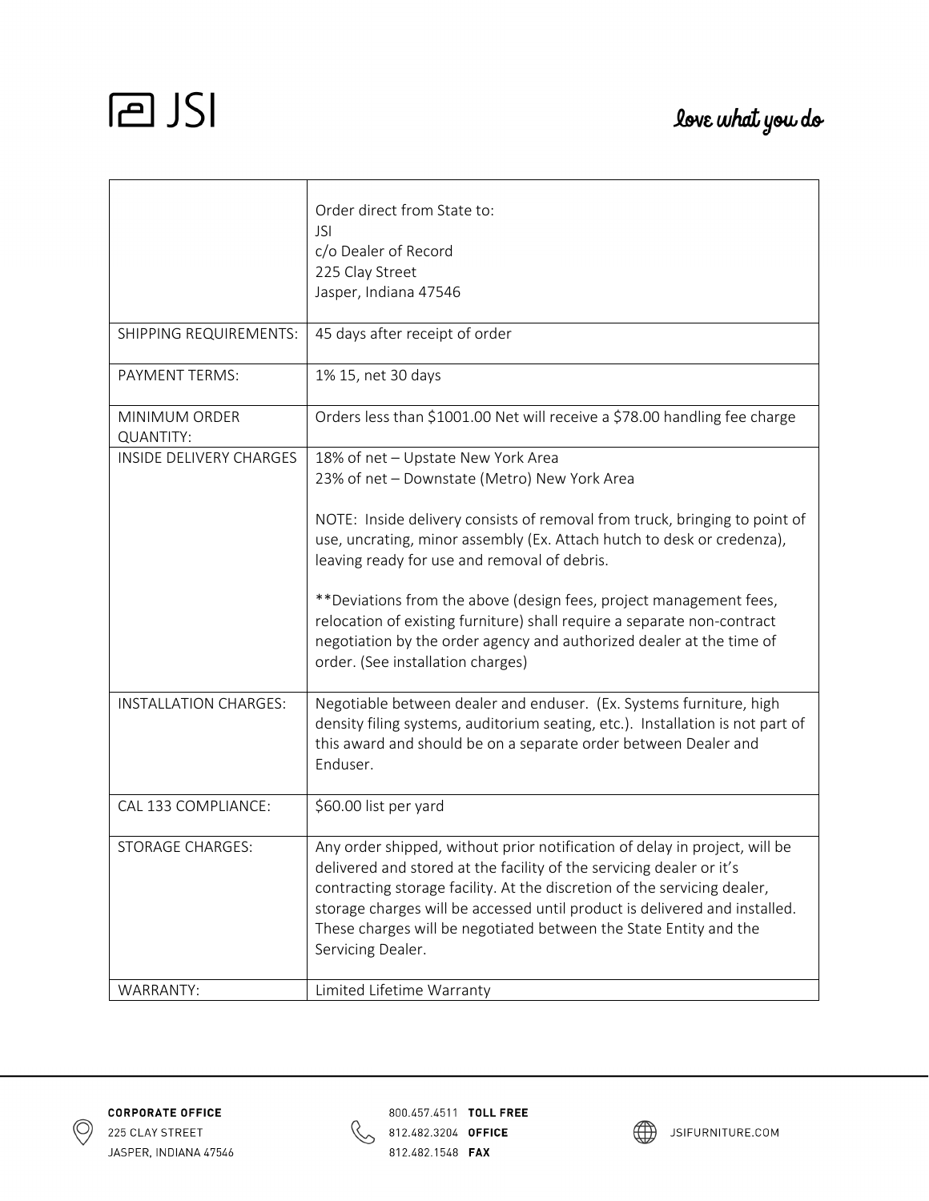| | |
|---|---|
| | Order direct from State to:<br>JSI<br>c/o Dealer of Record<br>225 Clay Street<br>Jasper, Indiana 47546 |
| SHIPPING REQUIREMENTS: | 45 days after receipt of order |
| PAYMENT TERMS: | 1% 15, net 30 days |
| MINIMUM ORDER QUANTITY: | Orders less than $1001.00 Net will receive a $78.00 handling fee charge |
| INSIDE DELIVERY CHARGES | 18% of net – Upstate New York Area<br>23% of net – Downstate (Metro) New York Area<br><br>NOTE: Inside delivery consists of removal from truck, bringing to point of use, uncrating, minor assembly (Ex. Attach hutch to desk or credenza), leaving ready for use and removal of debris.<br><br>**Deviations from the above (design fees, project management fees, relocation of existing furniture) shall require a separate non-contract negotiation by the order agency and authorized dealer at the time of order. (See installation charges) |
| INSTALLATION CHARGES: | Negotiable between dealer and enduser. (Ex. Systems furniture, high density filing systems, auditorium seating, etc.). Installation is not part of this award and should be on a separate order between Dealer and Enduser. |
| CAL 133 COMPLIANCE: | $60.00 list per yard |
| STORAGE CHARGES: | Any order shipped, without prior notification of delay in project, will be delivered and stored at the facility of the servicing dealer or it's contracting storage facility. At the discretion of the servicing dealer, storage charges will be accessed until product is delivered and installed. These charges will be negotiated between the State Entity and the Servicing Dealer. |
| WARRANTY: | Limited Lifetime Warranty |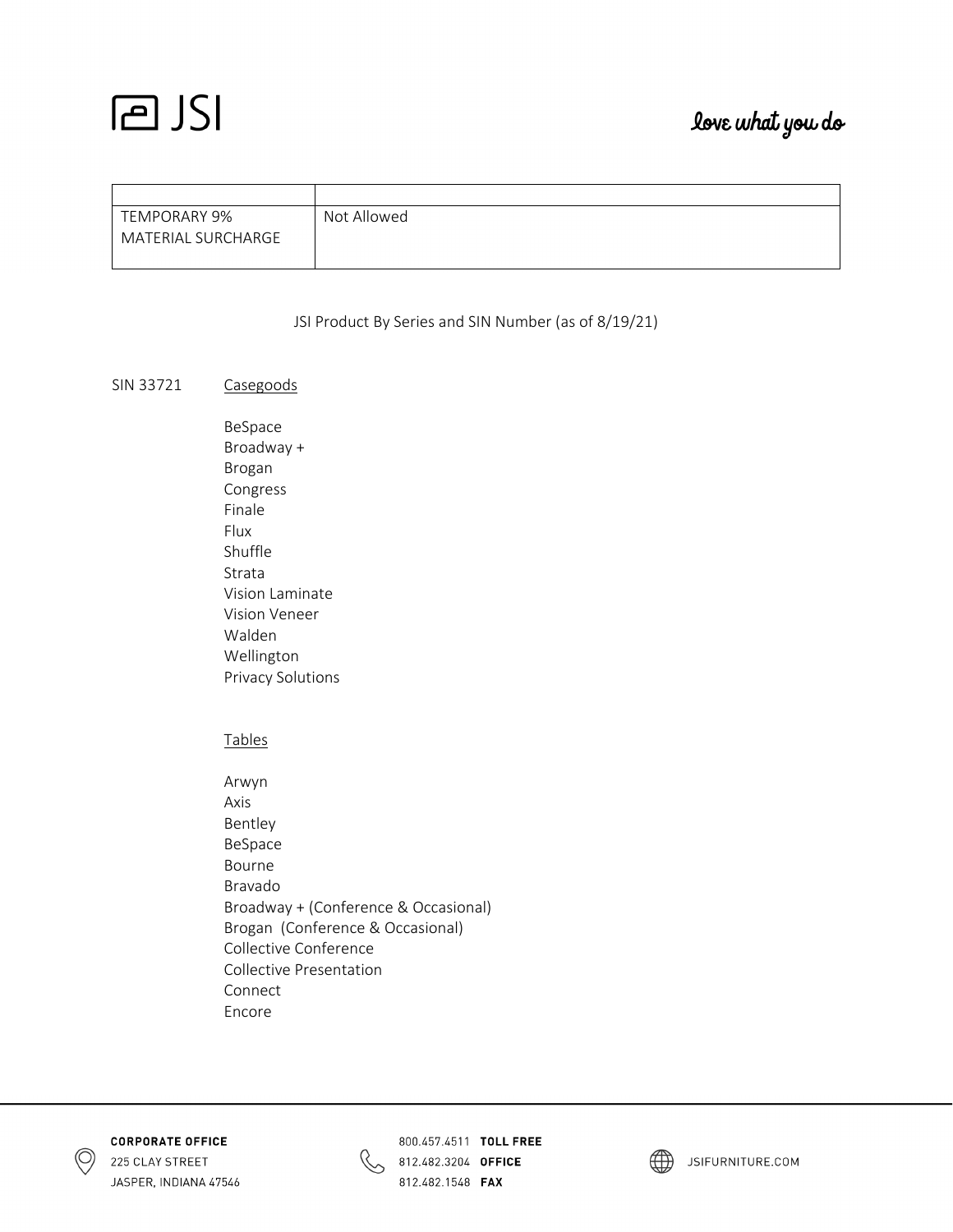| | |
|---|---|
| TEMPORARY 9% MATERIAL SURCHARGE | Not Allowed |

JSI Product By Series and SIN Number (as of 8/19/21)

SIN 33721 Casegoods

BeSpace
Broadway +
Brogan
Congress
Finale
Flux
Shuffle
Strata
Vision Laminate
Vision Veneer
Walden
Wellington
Privacy Solutions

Tables

Arwyn
Axis
Bentley
BeSpace
Bourne
Bravado
Broadway + (Conference & Occasional)
Brogan (Conference & Occasional)
Collective Conference
Collective Presentation
Connect
Encore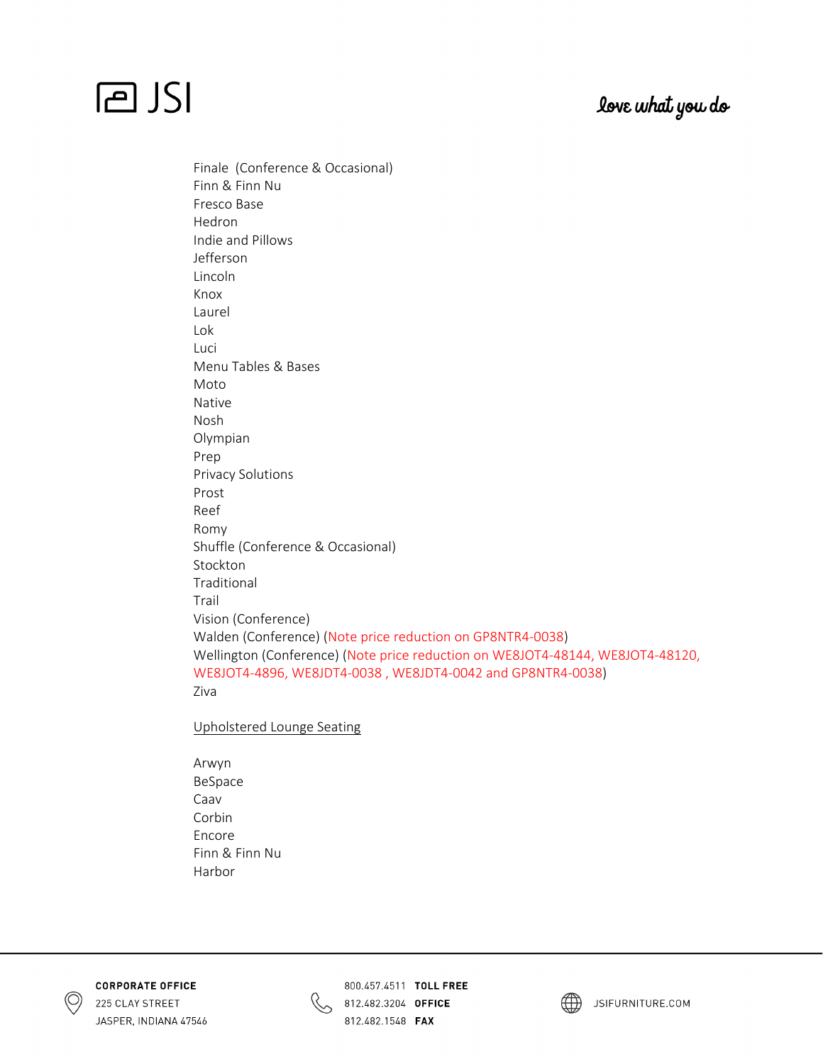Finale (Conference & Occasional)
Finn & Finn Nu
Fresco Base
Hedron
Indie and Pillows
Jefferson
Lincoln
Knox
Laurel
Lok
Luci
Menu Tables & Bases
Moto
Native
Nosh
Olympian
Prep
Privacy Solutions
Prost
Reef
Romy
Shuffle (Conference & Occasional)
Stockton
Traditional
Trail
Vision (Conference)
Walden (Conference) (Note price reduction on GP8NTR4-0038)
Wellington (Conference) (Note price reduction on WE8JOT4-48144, WE8JOT4-48120, WE8JOT4-4896, WE8JDT4-0038 , WE8JDT4-0042 and GP8NTR4-0038)
Ziva

Upholstered Lounge Seating

Arwyn
BeSpace
Caav
Corbin
Encore
Finn & Finn Nu
Harbor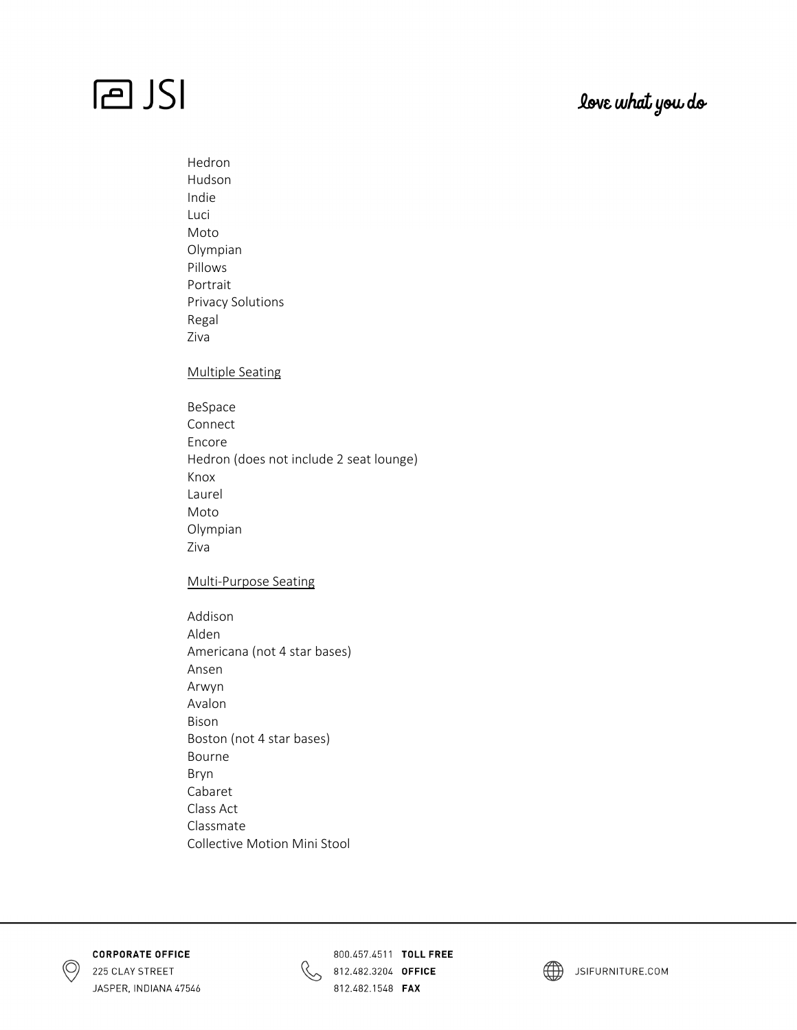Hedron
Hudson
Indie
Luci
Moto
Olympian
Pillows
Portrait
Privacy Solutions
Regal
Ziva

<u>Multiple Seating</u>

BeSpace
Connect
Encore
Hedron (does not include 2 seat lounge)
Knox
Laurel
Moto
Olympian
Ziva

<u>Multi-Purpose Seating</u>

Addison
Alden
Americana (not 4 star bases)
Ansen
Arwyn
Avalon
Bison
Boston (not 4 star bases)
Bourne
Bryn
Cabaret
Class Act
Classmate
Collective Motion Mini Stool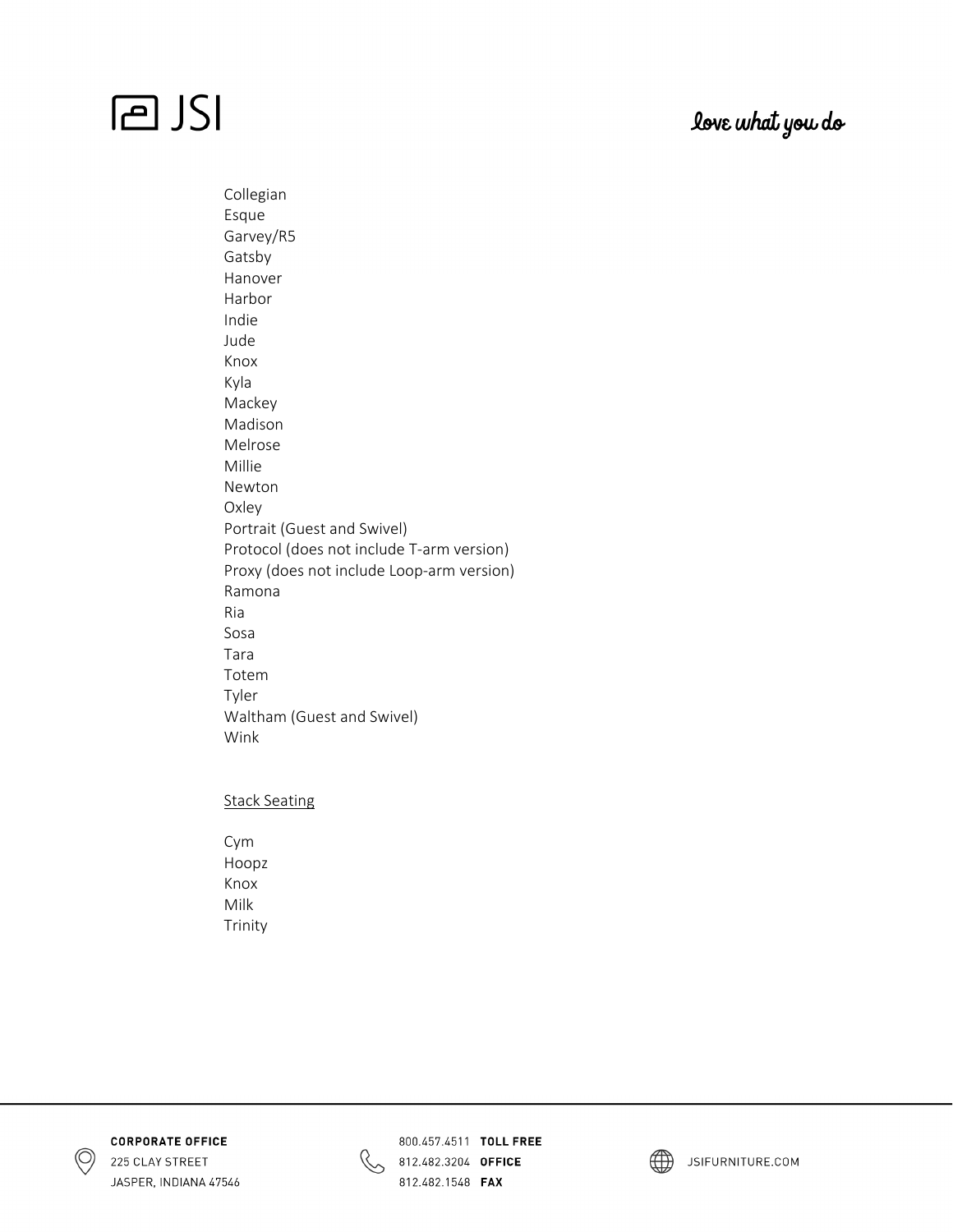Collegian
Esque
Garvey/R5
Gatsby
Hanover
Harbor
Indie
Jude
Knox
Kyla
Mackey
Madison
Melrose
Millie
Newton
Oxley
Portrait (Guest and Swivel)
Protocol (does not include T-arm version)
Proxy (does not include Loop-arm version)
Ramona
Ria
Sosa
Tara
Totem
Tyler
Waltham (Guest and Swivel)
Wink

<u>Stack Seating</u>

Cym
Hoopz
Knox
Milk
Trinity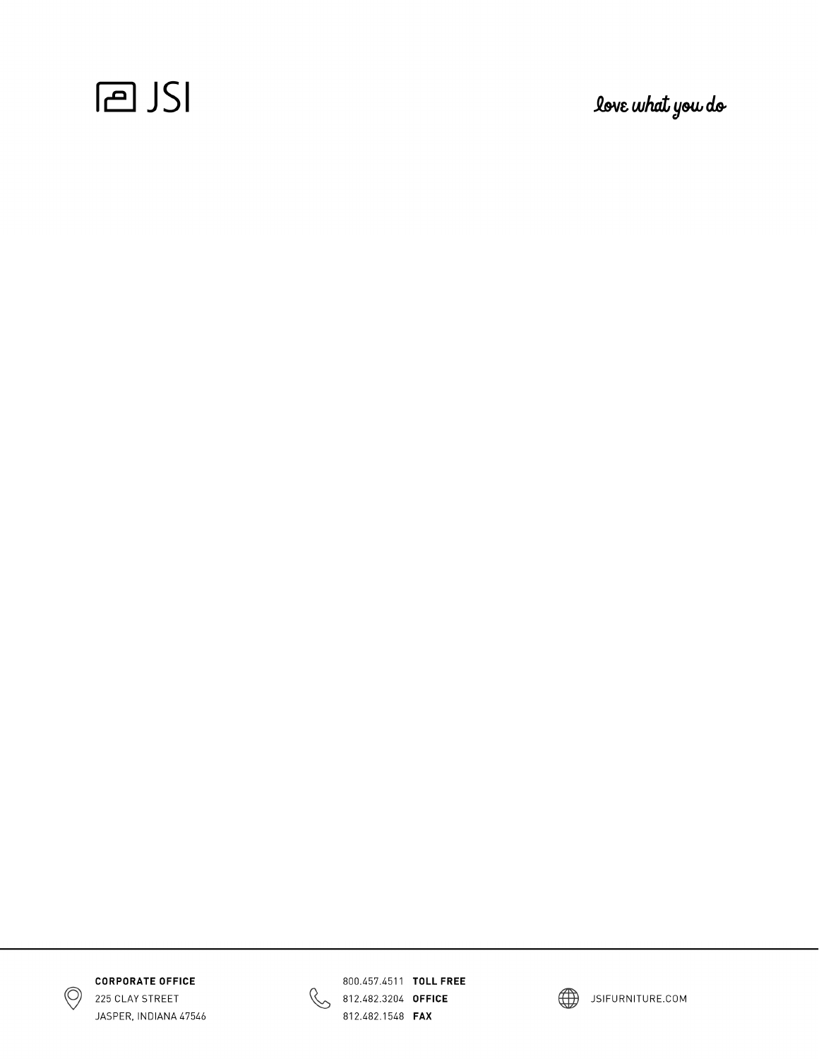JSI

love what you do

**CORPORATE OFFICE**
225 CLAY STREET
JASPER, INDIANA 47546

800.457.4511 **TOLL FREE**
812.482.3204 **OFFICE**
812.482.1548 **FAX**

JSIFURNITURE.COM